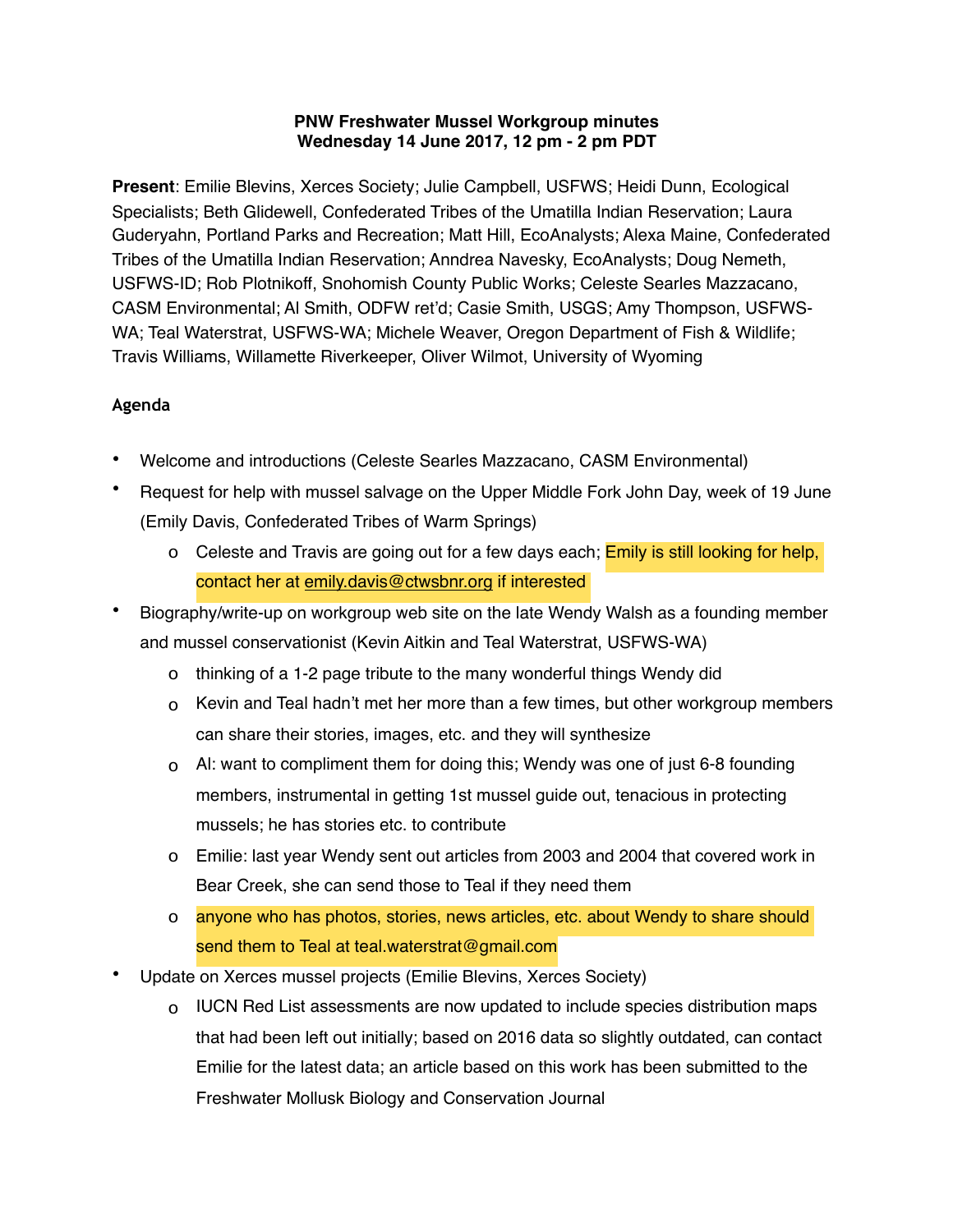**PNW Freshwater Mussel Workgroup minutes**
**Wednesday 14 June 2017, 12 pm - 2 pm PDT**

**Present**: Emilie Blevins, Xerces Society; Julie Campbell, USFWS; Heidi Dunn, Ecological Specialists; Beth Glidewell, Confederated Tribes of the Umatilla Indian Reservation; Laura Guderyahn, Portland Parks and Recreation; Matt Hill, EcoAnalysts; Alexa Maine, Confederated Tribes of the Umatilla Indian Reservation; Anndrea Navesky, EcoAnalysts; Doug Nemeth, USFWS-ID; Rob Plotnikoff, Snohomish County Public Works; Celeste Searles Mazzacano, CASM Environmental; Al Smith, ODFW ret'd; Casie Smith, USGS; Amy Thompson, USFWS-WA; Teal Waterstrat, USFWS-WA; Michele Weaver, Oregon Department of Fish & Wildlife; Travis Williams, Willamette Riverkeeper, Oliver Wilmot, University of Wyoming

## Agenda

- Welcome and introductions (Celeste Searles Mazzacano, CASM Environmental)
- Request for help with mussel salvage on the Upper Middle Fork John Day, week of 19 June (Emily Davis, Confederated Tribes of Warm Springs)
  - Celeste and Travis are going out for a few days each; Emily is still looking for help, contact her at emily.davis@ctwsbnr.org if interested
- Biography/write-up on workgroup web site on the late Wendy Walsh as a founding member and mussel conservationist (Kevin Aitkin and Teal Waterstrat, USFWS-WA)
  - thinking of a 1-2 page tribute to the many wonderful things Wendy did
  - Kevin and Teal hadn't met her more than a few times, but other workgroup members can share their stories, images, etc. and they will synthesize
  - Al: want to compliment them for doing this; Wendy was one of just 6-8 founding members, instrumental in getting 1st mussel guide out, tenacious in protecting mussels; he has stories etc. to contribute
  - Emilie: last year Wendy sent out articles from 2003 and 2004 that covered work in Bear Creek, she can send those to Teal if they need them
  - anyone who has photos, stories, news articles, etc. about Wendy to share should send them to Teal at teal.waterstrat@gmail.com
- Update on Xerces mussel projects (Emilie Blevins, Xerces Society)
  - IUCN Red List assessments are now updated to include species distribution maps that had been left out initially; based on 2016 data so slightly outdated, can contact Emilie for the latest data; an article based on this work has been submitted to the Freshwater Mollusk Biology and Conservation Journal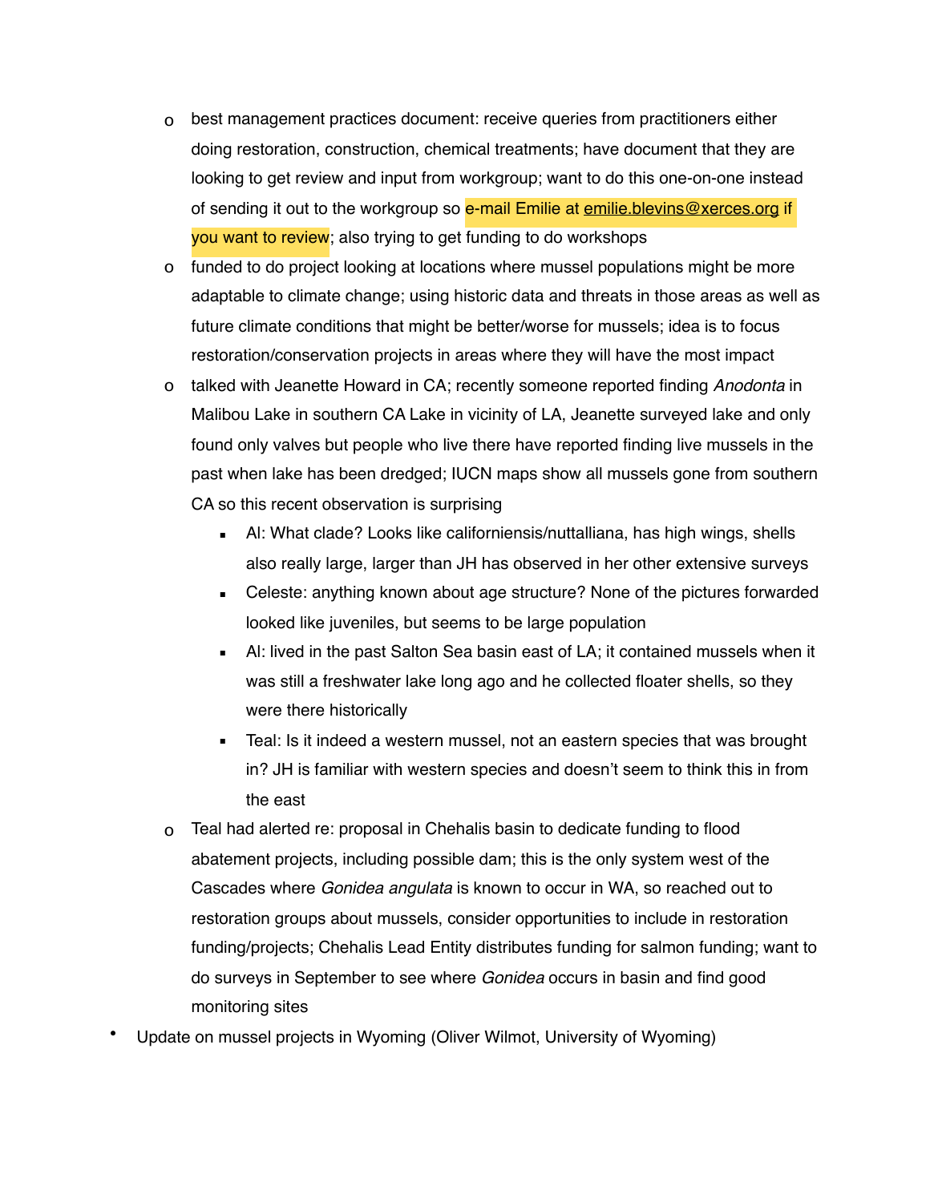- best management practices document: receive queries from practitioners either doing restoration, construction, chemical treatments; have document that they are looking to get review and input from workgroup; want to do this one-on-one instead of sending it out to the workgroup so e-mail Emilie at emilie.blevins@xerces.org if you want to review; also trying to get funding to do workshops
  - funded to do project looking at locations where mussel populations might be more adaptable to climate change; using historic data and threats in those areas as well as future climate conditions that might be better/worse for mussels; idea is to focus restoration/conservation projects in areas where they will have the most impact
  - talked with Jeanette Howard in CA; recently someone reported finding *Anodonta* in Malibou Lake in southern CA Lake in vicinity of LA, Jeanette surveyed lake and only found only valves but people who live there have reported finding live mussels in the past when lake has been dredged; IUCN maps show all mussels gone from southern CA so this recent observation is surprising
    - Al: What clade? Looks like californiensis/nuttalliana, has high wings, shells also really large, larger than JH has observed in her other extensive surveys
    - Celeste: anything known about age structure? None of the pictures forwarded looked like juveniles, but seems to be large population
    - Al: lived in the past Salton Sea basin east of LA; it contained mussels when it was still a freshwater lake long ago and he collected floater shells, so they were there historically
    - Teal: Is it indeed a western mussel, not an eastern species that was brought in? JH is familiar with western species and doesn't seem to think this in from the east
  - Teal had alerted re: proposal in Chehalis basin to dedicate funding to flood abatement projects, including possible dam; this is the only system west of the Cascades where *Gonidea angulata* is known to occur in WA, so reached out to restoration groups about mussels, consider opportunities to include in restoration funding/projects; Chehalis Lead Entity distributes funding for salmon funding; want to do surveys in September to see where *Gonidea* occurs in basin and find good monitoring sites
- Update on mussel projects in Wyoming (Oliver Wilmot, University of Wyoming)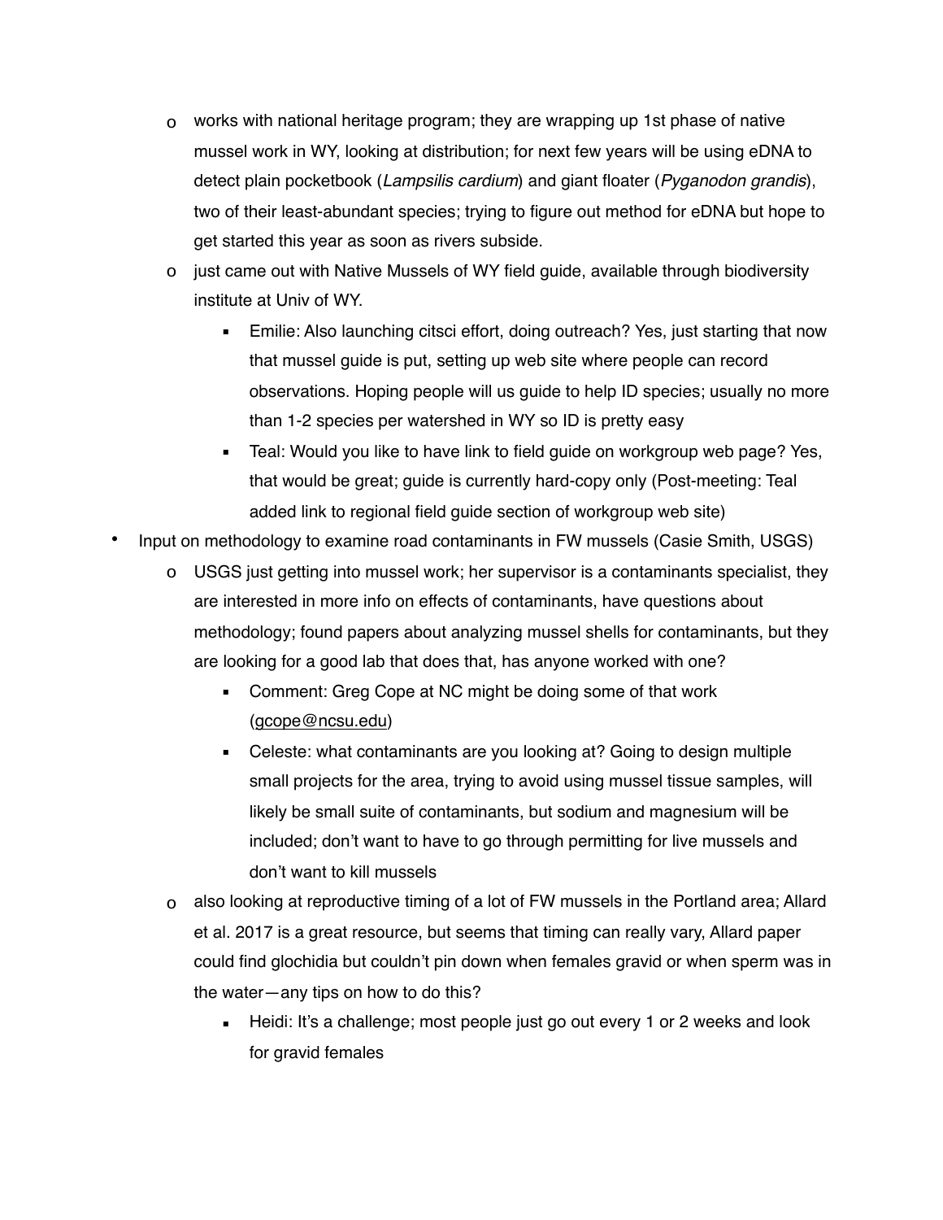- works with national heritage program; they are wrapping up 1st phase of native mussel work in WY, looking at distribution; for next few years will be using eDNA to detect plain pocketbook (*Lampsilis cardium*) and giant floater (*Pyganodon grandis*), two of their least-abundant species; trying to figure out method for eDNA but hope to get started this year as soon as rivers subside.
  - just came out with Native Mussels of WY field guide, available through biodiversity institute at Univ of WY.
    - Emilie: Also launching citsci effort, doing outreach? Yes, just starting that now that mussel guide is put, setting up web site where people can record observations. Hoping people will us guide to help ID species; usually no more than 1-2 species per watershed in WY so ID is pretty easy
    - Teal: Would you like to have link to field guide on workgroup web page? Yes, that would be great; guide is currently hard-copy only (Post-meeting: Teal added link to regional field guide section of workgroup web site)
- Input on methodology to examine road contaminants in FW mussels (Casie Smith, USGS)
  - USGS just getting into mussel work; her supervisor is a contaminants specialist, they are interested in more info on effects of contaminants, have questions about methodology; found papers about analyzing mussel shells for contaminants, but they are looking for a good lab that does that, has anyone worked with one?
    - Comment: Greg Cope at NC might be doing some of that work (gcope@ncsu.edu)
    - Celeste: what contaminants are you looking at? Going to design multiple small projects for the area, trying to avoid using mussel tissue samples, will likely be small suite of contaminants, but sodium and magnesium will be included; don't want to have to go through permitting for live mussels and don't want to kill mussels
  - also looking at reproductive timing of a lot of FW mussels in the Portland area; Allard et al. 2017 is a great resource, but seems that timing can really vary, Allard paper could find glochidia but couldn't pin down when females gravid or when sperm was in the water—any tips on how to do this?
    - Heidi: It's a challenge; most people just go out every 1 or 2 weeks and look for gravid females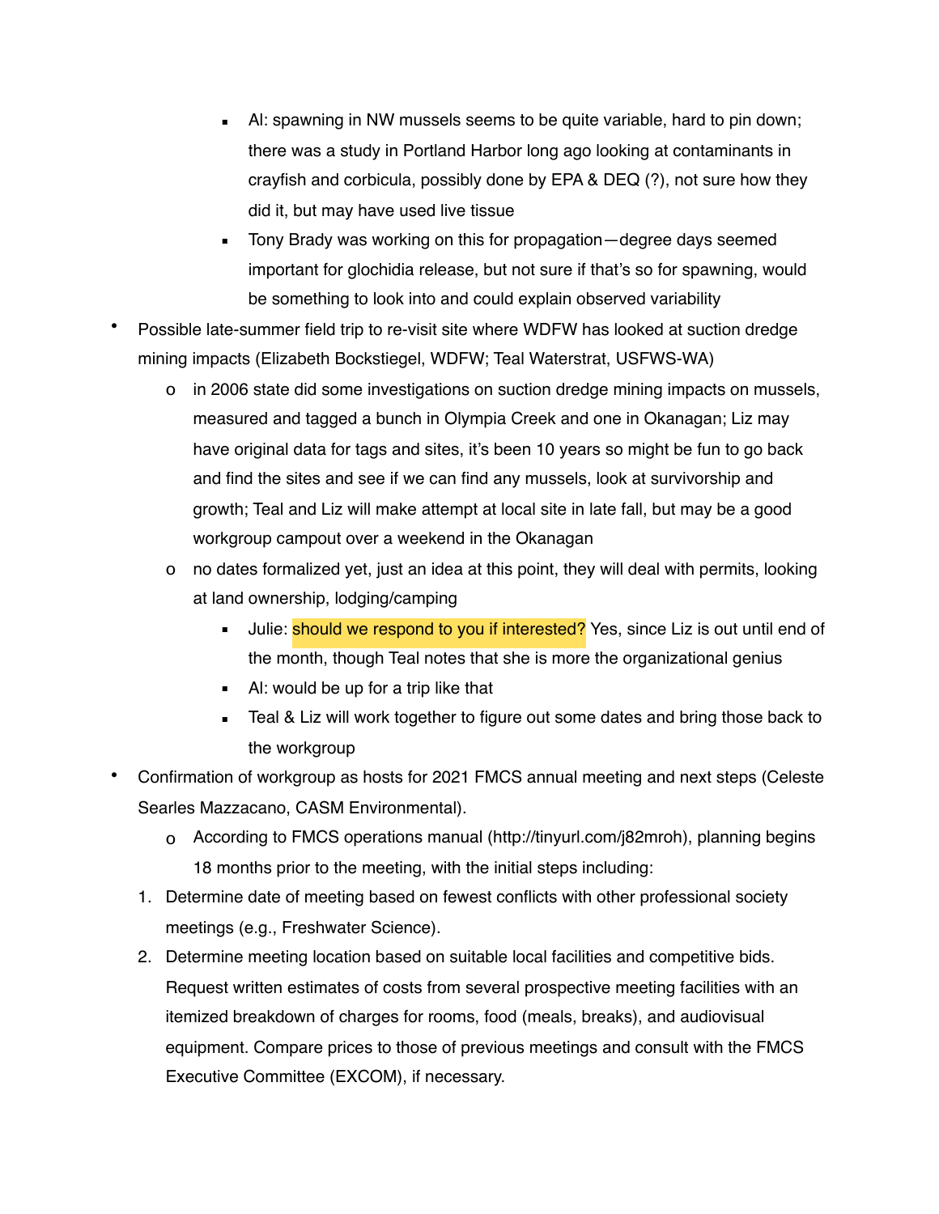- Al: spawning in NW mussels seems to be quite variable, hard to pin down; there was a study in Portland Harbor long ago looking at contaminants in crayfish and corbicula, possibly done by EPA & DEQ (?), not sure how they did it, but may have used live tissue
        - Tony Brady was working on this for propagation—degree days seemed important for glochidia release, but not sure if that's so for spawning, would be something to look into and could explain observed variability

- Possible late-summer field trip to re-visit site where WDFW has looked at suction dredge mining impacts (Elizabeth Bockstiegel, WDFW; Teal Waterstrat, USFWS-WA)
    - in 2006 state did some investigations on suction dredge mining impacts on mussels, measured and tagged a bunch in Olympia Creek and one in Okanagan; Liz may have original data for tags and sites, it's been 10 years so might be fun to go back and find the sites and see if we can find any mussels, look at survivorship and growth; Teal and Liz will make attempt at local site in late fall, but may be a good workgroup campout over a weekend in the Okanagan
    - no dates formalized yet, just an idea at this point, they will deal with permits, looking at land ownership, lodging/camping
        - Julie: should we respond to you if interested? Yes, since Liz is out until end of the month, though Teal notes that she is more the organizational genius
        - Al: would be up for a trip like that
        - Teal & Liz will work together to figure out some dates and bring those back to the workgroup
- Confirmation of workgroup as hosts for 2021 FMCS annual meeting and next steps (Celeste Searles Mazzacano, CASM Environmental).
    - According to FMCS operations manual (http://tinyurl.com/j82mroh), planning begins 18 months prior to the meeting, with the initial steps including:

1. Determine date of meeting based on fewest conflicts with other professional society meetings (e.g., Freshwater Science).
2. Determine meeting location based on suitable local facilities and competitive bids. Request written estimates of costs from several prospective meeting facilities with an itemized breakdown of charges for rooms, food (meals, breaks), and audiovisual equipment. Compare prices to those of previous meetings and consult with the FMCS Executive Committee (EXCOM), if necessary.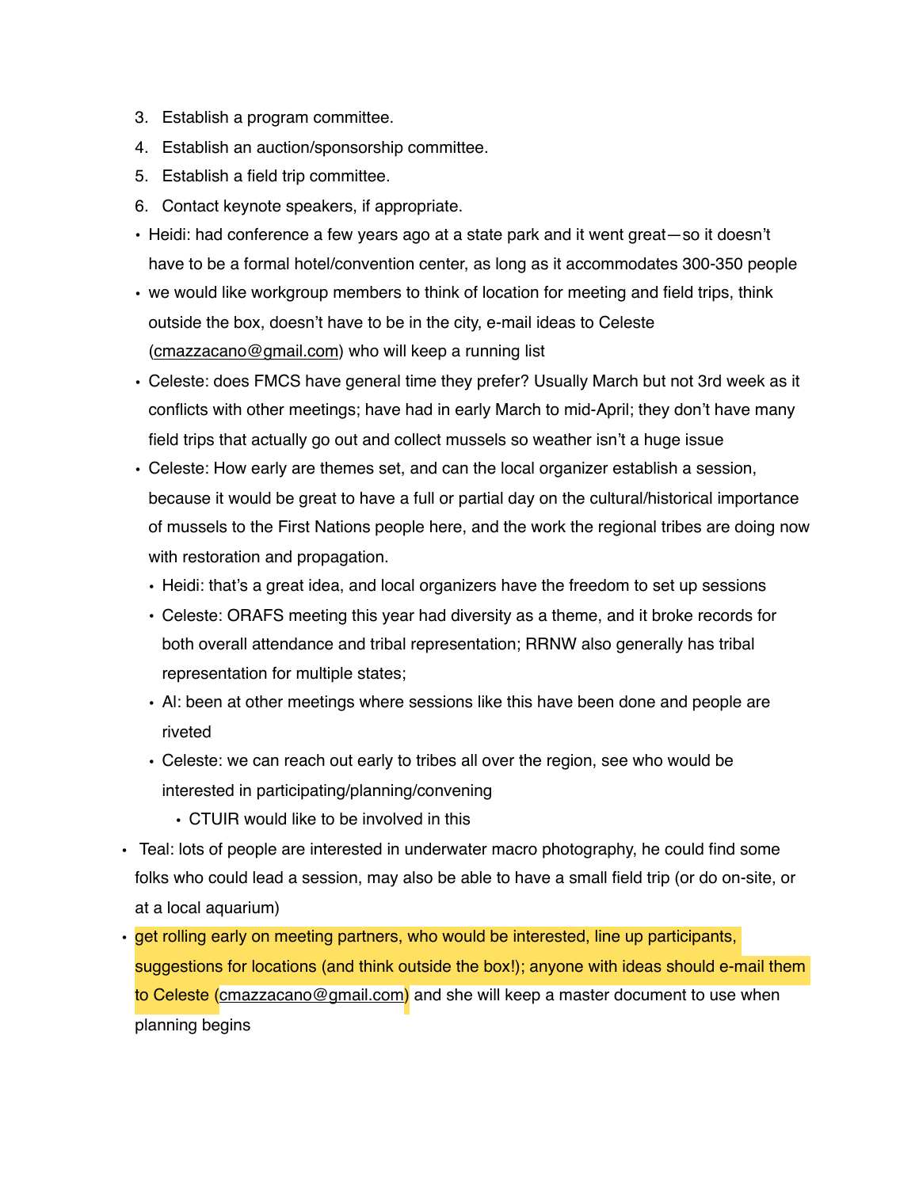3. Establish a program committee.
4. Establish an auction/sponsorship committee.
5. Establish a field trip committee.
6. Contact keynote speakers, if appropriate.

- Heidi: had conference a few years ago at a state park and it went great—so it doesn't have to be a formal hotel/convention center, as long as it accommodates 300-350 people
- we would like workgroup members to think of location for meeting and field trips, think outside the box, doesn't have to be in the city, e-mail ideas to Celeste (cmazzacano@gmail.com) who will keep a running list
- Celeste: does FMCS have general time they prefer? Usually March but not 3rd week as it conflicts with other meetings; have had in early March to mid-April; they don't have many field trips that actually go out and collect mussels so weather isn't a huge issue
- Celeste: How early are themes set, and can the local organizer establish a session, because it would be great to have a full or partial day on the cultural/historical importance of mussels to the First Nations people here, and the work the regional tribes are doing now with restoration and propagation.
  - Heidi: that's a great idea, and local organizers have the freedom to set up sessions
  - Celeste: ORAFS meeting this year had diversity as a theme, and it broke records for both overall attendance and tribal representation; RRNW also generally has tribal representation for multiple states;
  - Al: been at other meetings where sessions like this have been done and people are riveted
  - Celeste: we can reach out early to tribes all over the region, see who would be interested in participating/planning/convening
    - CTUIR would like to be involved in this
- Teal: lots of people are interested in underwater macro photography, he could find some folks who could lead a session, may also be able to have a small field trip (or do on-site, or at a local aquarium)
- get rolling early on meeting partners, who would be interested, line up participants, suggestions for locations (and think outside the box!); anyone with ideas should e-mail them to Celeste (cmazzacano@gmail.com) and she will keep a master document to use when planning begins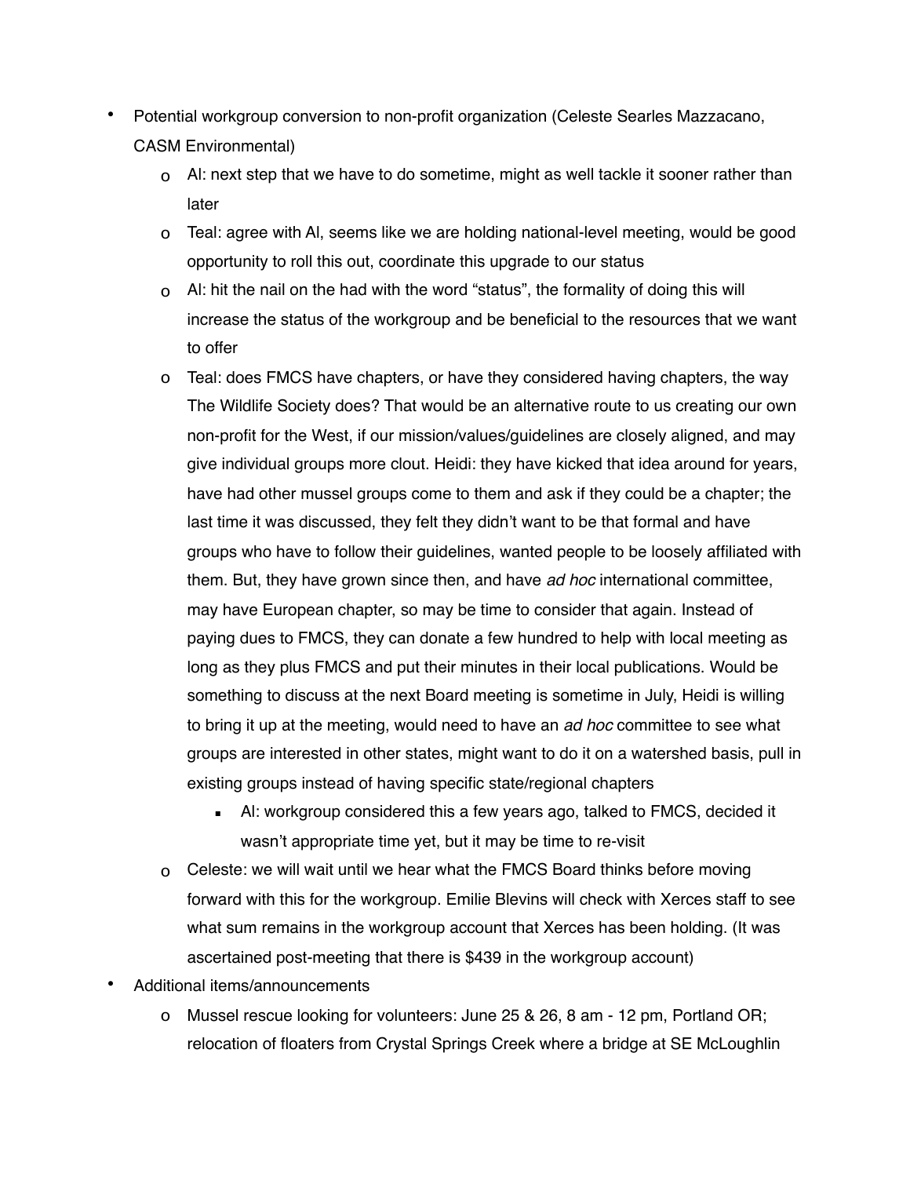- Potential workgroup conversion to non-profit organization (Celeste Searles Mazzacano, CASM Environmental)
  - Al: next step that we have to do sometime, might as well tackle it sooner rather than later
  - Teal: agree with Al, seems like we are holding national-level meeting, would be good opportunity to roll this out, coordinate this upgrade to our status
  - Al: hit the nail on the had with the word "status", the formality of doing this will increase the status of the workgroup and be beneficial to the resources that we want to offer
  - Teal: does FMCS have chapters, or have they considered having chapters, the way The Wildlife Society does? That would be an alternative route to us creating our own non-profit for the West, if our mission/values/guidelines are closely aligned, and may give individual groups more clout. Heidi: they have kicked that idea around for years, have had other mussel groups come to them and ask if they could be a chapter; the last time it was discussed, they felt they didn't want to be that formal and have groups who have to follow their guidelines, wanted people to be loosely affiliated with them. But, they have grown since then, and have *ad hoc* international committee, may have European chapter, so may be time to consider that again. Instead of paying dues to FMCS, they can donate a few hundred to help with local meeting as long as they plus FMCS and put their minutes in their local publications. Would be something to discuss at the next Board meeting is sometime in July, Heidi is willing to bring it up at the meeting, would need to have an *ad hoc* committee to see what groups are interested in other states, might want to do it on a watershed basis, pull in existing groups instead of having specific state/regional chapters
    - Al: workgroup considered this a few years ago, talked to FMCS, decided it wasn't appropriate time yet, but it may be time to re-visit
  - Celeste: we will wait until we hear what the FMCS Board thinks before moving forward with this for the workgroup. Emilie Blevins will check with Xerces staff to see what sum remains in the workgroup account that Xerces has been holding. (It was ascertained post-meeting that there is $439 in the workgroup account)
- Additional items/announcements
  - Mussel rescue looking for volunteers: June 25 & 26, 8 am - 12 pm, Portland OR; relocation of floaters from Crystal Springs Creek where a bridge at SE McLoughlin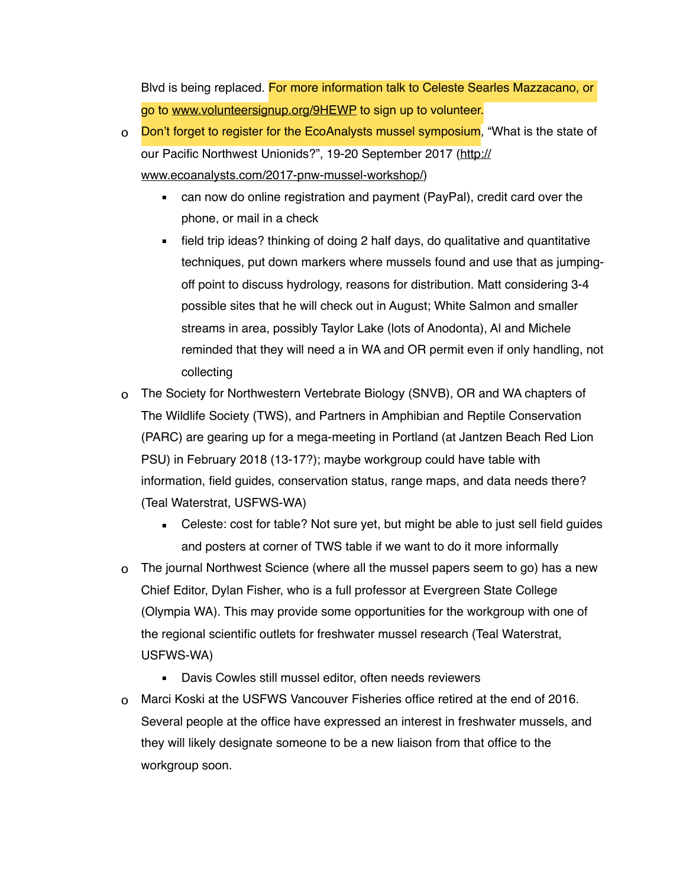Blvd is being replaced. For more information talk to Celeste Searles Mazzacano, or go to www.volunteersignup.org/9HEWP to sign up to volunteer.

- Don't forget to register for the EcoAnalysts mussel symposium, "What is the state of our Pacific Northwest Unionids?", 19-20 September 2017 (http://www.ecoanalysts.com/2017-pnw-mussel-workshop/)
    - can now do online registration and payment (PayPal), credit card over the phone, or mail in a check
    - field trip ideas? thinking of doing 2 half days, do qualitative and quantitative techniques, put down markers where mussels found and use that as jumping-off point to discuss hydrology, reasons for distribution. Matt considering 3-4 possible sites that he will check out in August; White Salmon and smaller streams in area, possibly Taylor Lake (lots of Anodonta), Al and Michele reminded that they will need a in WA and OR permit even if only handling, not collecting
- The Society for Northwestern Vertebrate Biology (SNVB), OR and WA chapters of The Wildlife Society (TWS), and Partners in Amphibian and Reptile Conservation (PARC) are gearing up for a mega-meeting in Portland (at Jantzen Beach Red Lion PSU) in February 2018 (13-17?); maybe workgroup could have table with information, field guides, conservation status, range maps, and data needs there? (Teal Waterstrat, USFWS-WA)
    - Celeste: cost for table? Not sure yet, but might be able to just sell field guides and posters at corner of TWS table if we want to do it more informally
- The journal Northwest Science (where all the mussel papers seem to go) has a new Chief Editor, Dylan Fisher, who is a full professor at Evergreen State College (Olympia WA). This may provide some opportunities for the workgroup with one of the regional scientific outlets for freshwater mussel research (Teal Waterstrat, USFWS-WA)
    - Davis Cowles still mussel editor, often needs reviewers
- Marci Koski at the USFWS Vancouver Fisheries office retired at the end of 2016. Several people at the office have expressed an interest in freshwater mussels, and they will likely designate someone to be a new liaison from that office to the workgroup soon.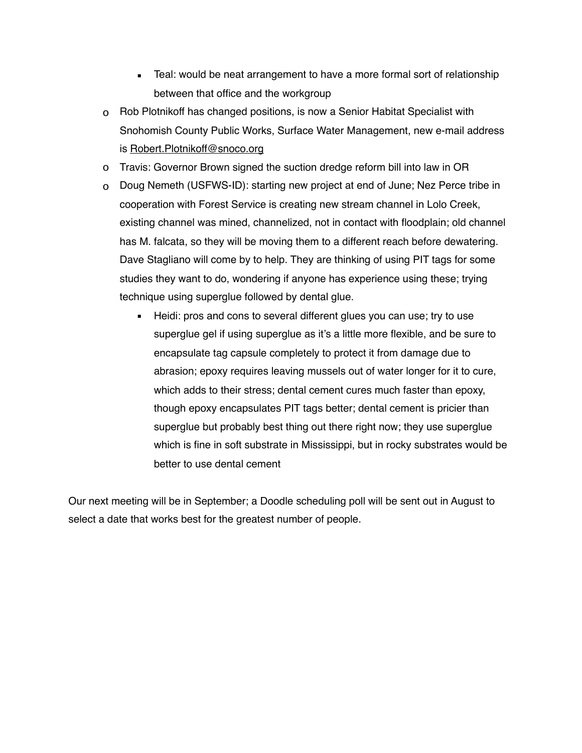- Teal: would be neat arrangement to have a more formal sort of relationship between that office and the workgroup
- Rob Plotnikoff has changed positions, is now a Senior Habitat Specialist with Snohomish County Public Works, Surface Water Management, new e-mail address is Robert.Plotnikoff@snoco.org
- Travis: Governor Brown signed the suction dredge reform bill into law in OR
- Doug Nemeth (USFWS-ID): starting new project at end of June; Nez Perce tribe in cooperation with Forest Service is creating new stream channel in Lolo Creek, existing channel was mined, channelized, not in contact with floodplain; old channel has M. falcata, so they will be moving them to a different reach before dewatering. Dave Stagliano will come by to help. They are thinking of using PIT tags for some studies they want to do, wondering if anyone has experience using these; trying technique using superglue followed by dental glue.
    - Heidi: pros and cons to several different glues you can use; try to use superglue gel if using superglue as it's a little more flexible, and be sure to encapsulate tag capsule completely to protect it from damage due to abrasion; epoxy requires leaving mussels out of water longer for it to cure, which adds to their stress; dental cement cures much faster than epoxy, though epoxy encapsulates PIT tags better; dental cement is pricier than superglue but probably best thing out there right now; they use superglue which is fine in soft substrate in Mississippi, but in rocky substrates would be better to use dental cement

Our next meeting will be in September; a Doodle scheduling poll will be sent out in August to select a date that works best for the greatest number of people.